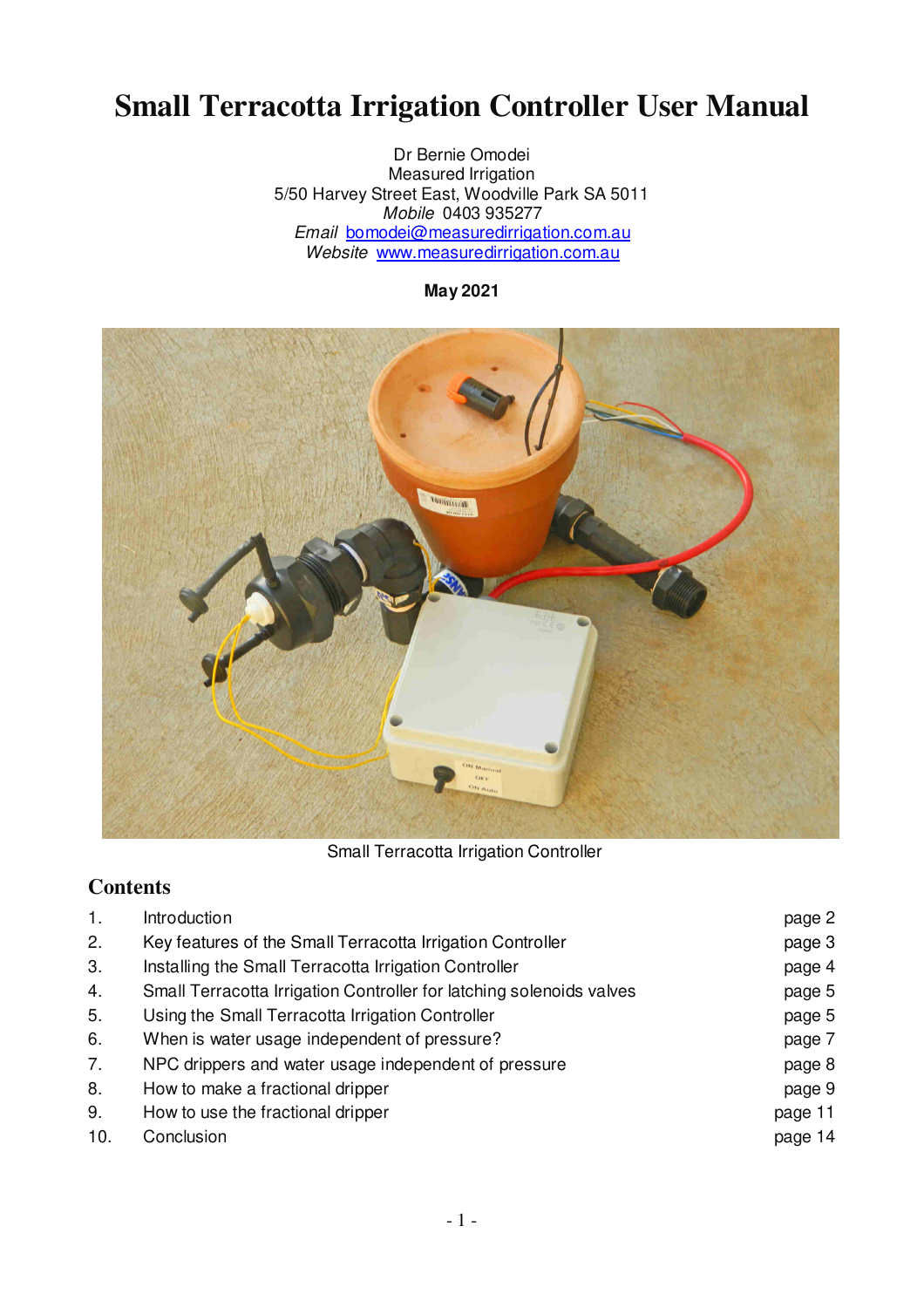# Small Terracotta Irrigation Controller User Manual

Dr Bernie Omodei
Measured Irrigation
5/50 Harvey Street East, Woodville Park SA 5011
*Mobile* 0403 935277
*Email* bomodei@measuredirrigation.com.au
*Website* www.measuredirrigation.com.au

**May 2021**

Small Terracotta Irrigation Controller

## Contents

| | | |
|---|---|---|
| 1. | Introduction | page 2 |
| 2. | Key features of the Small Terracotta Irrigation Controller | page 3 |
| 3. | Installing the Small Terracotta Irrigation Controller | page 4 |
| 4. | Small Terracotta Irrigation Controller for latching solenoids valves | page 5 |
| 5. | Using the Small Terracotta Irrigation Controller | page 5 |
| 6. | When is water usage independent of pressure? | page 7 |
| 7. | NPC drippers and water usage independent of pressure | page 8 |
| 8. | How to make a fractional dripper | page 9 |
| 9. | How to use the fractional dripper | page 11 |
| 10. | Conclusion | page 14 |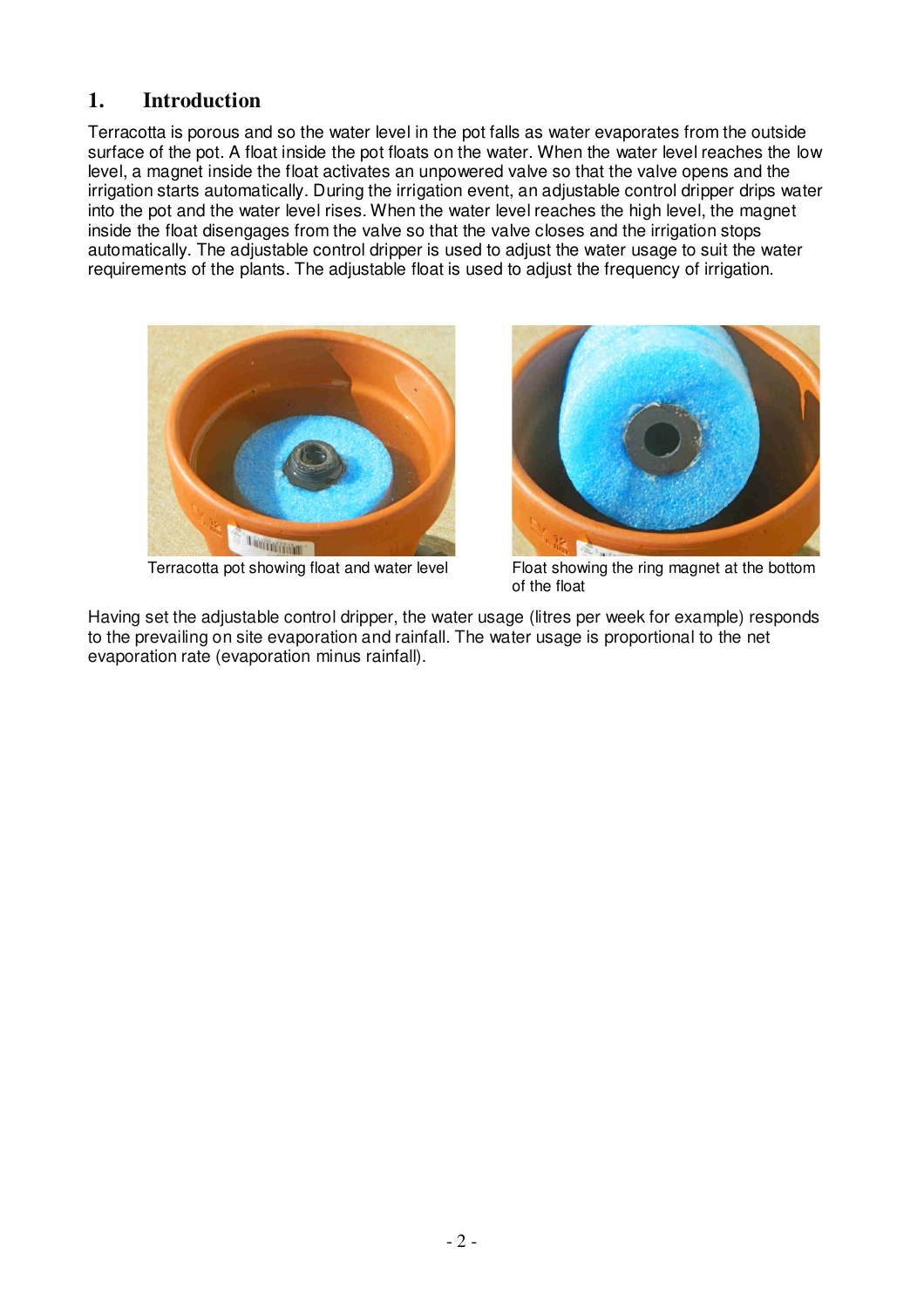# 1. Introduction

Terracotta is porous and so the water level in the pot falls as water evaporates from the outside surface of the pot. A float inside the pot floats on the water. When the water level reaches the low level, a magnet inside the float activates an unpowered valve so that the valve opens and the irrigation starts automatically. During the irrigation event, an adjustable control dripper drips water into the pot and the water level rises. When the water level reaches the high level, the magnet inside the float disengages from the valve so that the valve closes and the irrigation stops automatically. The adjustable control dripper is used to adjust the water usage to suit the water requirements of the plants. The adjustable float is used to adjust the frequency of irrigation.

Terracotta pot showing float and water level

Float showing the ring magnet at the bottom of the float

Having set the adjustable control dripper, the water usage (litres per week for example) responds to the prevailing on site evaporation and rainfall. The water usage is proportional to the net evaporation rate (evaporation minus rainfall).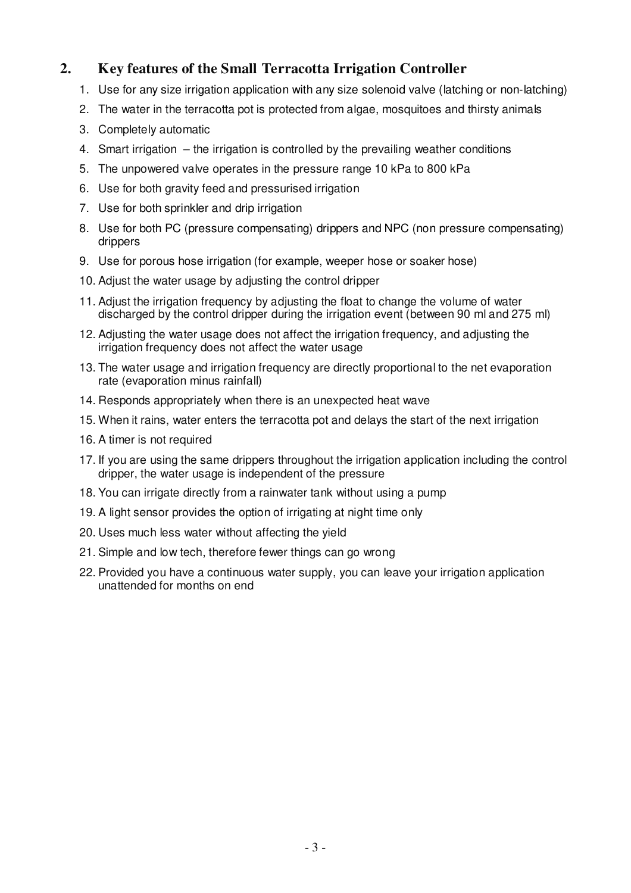## 2. Key features of the Small Terracotta Irrigation Controller

1. Use for any size irrigation application with any size solenoid valve (latching or non-latching)
2. The water in the terracotta pot is protected from algae, mosquitoes and thirsty animals
3. Completely automatic
4. Smart irrigation – the irrigation is controlled by the prevailing weather conditions
5. The unpowered valve operates in the pressure range 10 kPa to 800 kPa
6. Use for both gravity feed and pressurised irrigation
7. Use for both sprinkler and drip irrigation
8. Use for both PC (pressure compensating) drippers and NPC (non pressure compensating) drippers
9. Use for porous hose irrigation (for example, weeper hose or soaker hose)
10. Adjust the water usage by adjusting the control dripper
11. Adjust the irrigation frequency by adjusting the float to change the volume of water discharged by the control dripper during the irrigation event (between 90 ml and 275 ml)
12. Adjusting the water usage does not affect the irrigation frequency, and adjusting the irrigation frequency does not affect the water usage
13. The water usage and irrigation frequency are directly proportional to the net evaporation rate (evaporation minus rainfall)
14. Responds appropriately when there is an unexpected heat wave
15. When it rains, water enters the terracotta pot and delays the start of the next irrigation
16. A timer is not required
17. If you are using the same drippers throughout the irrigation application including the control dripper, the water usage is independent of the pressure
18. You can irrigate directly from a rainwater tank without using a pump
19. A light sensor provides the option of irrigating at night time only
20. Uses much less water without affecting the yield
21. Simple and low tech, therefore fewer things can go wrong
22. Provided you have a continuous water supply, you can leave your irrigation application unattended for months on end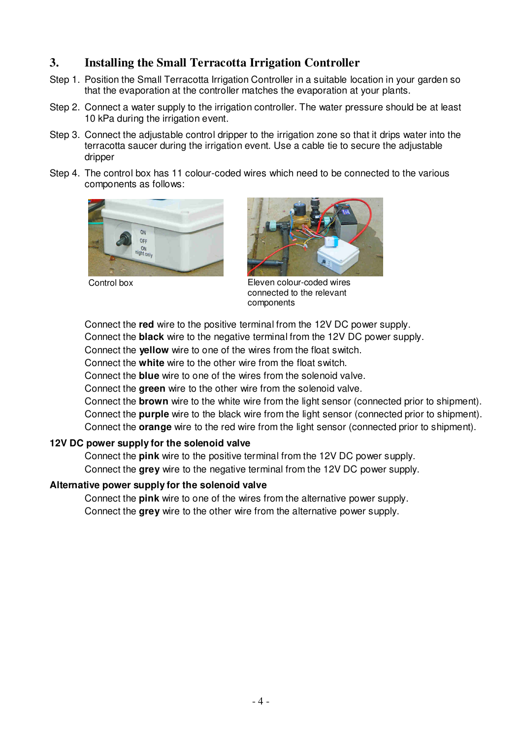## 3. Installing the Small Terracotta Irrigation Controller

Step 1. Position the Small Terracotta Irrigation Controller in a suitable location in your garden so that the evaporation at the controller matches the evaporation at your plants.

Step 2. Connect a water supply to the irrigation controller. The water pressure should be at least 10 kPa during the irrigation event.

Step 3. Connect the adjustable control dripper to the irrigation zone so that it drips water into the terracotta saucer during the irrigation event. Use a cable tie to secure the adjustable dripper

Step 4. The control box has 11 colour-coded wires which need to be connected to the various components as follows:

Control box

Eleven colour-coded wires connected to the relevant components

Connect the **red** wire to the positive terminal from the 12V DC power supply.
Connect the **black** wire to the negative terminal from the 12V DC power supply.
Connect the **yellow** wire to one of the wires from the float switch.
Connect the **white** wire to the other wire from the float switch.
Connect the **blue** wire to one of the wires from the solenoid valve.
Connect the **green** wire to the other wire from the solenoid valve.
Connect the **brown** wire to the white wire from the light sensor (connected prior to shipment).
Connect the **purple** wire to the black wire from the light sensor (connected prior to shipment).
Connect the **orange** wire to the red wire from the light sensor (connected prior to shipment).

**12V DC power supply for the solenoid valve**

Connect the **pink** wire to the positive terminal from the 12V DC power supply.
Connect the **grey** wire to the negative terminal from the 12V DC power supply.

**Alternative power supply for the solenoid valve**

Connect the **pink** wire to one of the wires from the alternative power supply.
Connect the **grey** wire to the other wire from the alternative power supply.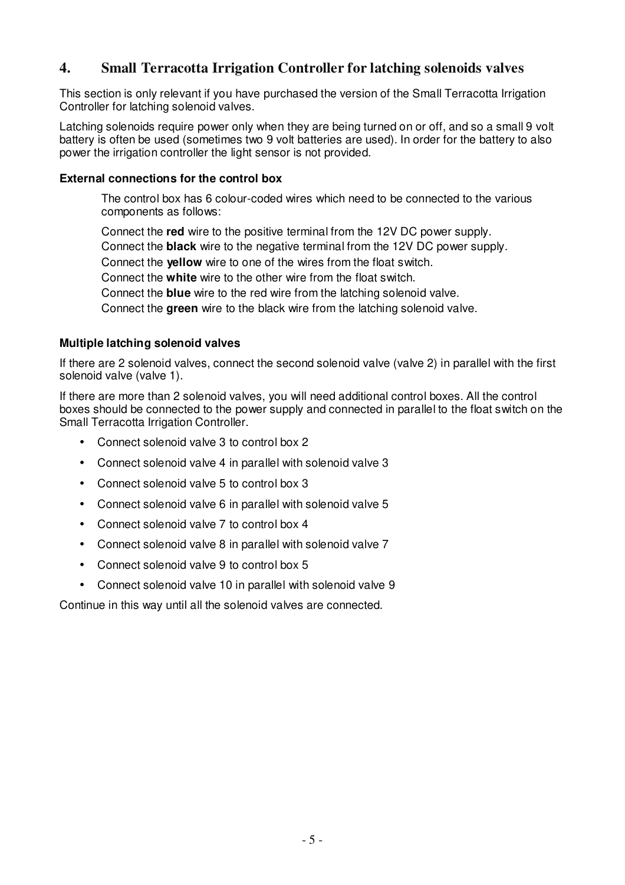## 4. Small Terracotta Irrigation Controller for latching solenoids valves

This section is only relevant if you have purchased the version of the Small Terracotta Irrigation Controller for latching solenoid valves.

Latching solenoids require power only when they are being turned on or off, and so a small 9 volt battery is often be used (sometimes two 9 volt batteries are used). In order for the battery to also power the irrigation controller the light sensor is not provided.

### External connections for the control box

The control box has 6 colour-coded wires which need to be connected to the various components as follows:

Connect the **red** wire to the positive terminal from the 12V DC power supply.
Connect the **black** wire to the negative terminal from the 12V DC power supply.
Connect the **yellow** wire to one of the wires from the float switch.
Connect the **white** wire to the other wire from the float switch.
Connect the **blue** wire to the red wire from the latching solenoid valve.
Connect the **green** wire to the black wire from the latching solenoid valve.

### Multiple latching solenoid valves

If there are 2 solenoid valves, connect the second solenoid valve (valve 2) in parallel with the first solenoid valve (valve 1).

If there are more than 2 solenoid valves, you will need additional control boxes. All the control boxes should be connected to the power supply and connected in parallel to the float switch on the Small Terracotta Irrigation Controller.

- Connect solenoid valve 3 to control box 2
- Connect solenoid valve 4 in parallel with solenoid valve 3
- Connect solenoid valve 5 to control box 3
- Connect solenoid valve 6 in parallel with solenoid valve 5
- Connect solenoid valve 7 to control box 4
- Connect solenoid valve 8 in parallel with solenoid valve 7
- Connect solenoid valve 9 to control box 5
- Connect solenoid valve 10 in parallel with solenoid valve 9

Continue in this way until all the solenoid valves are connected.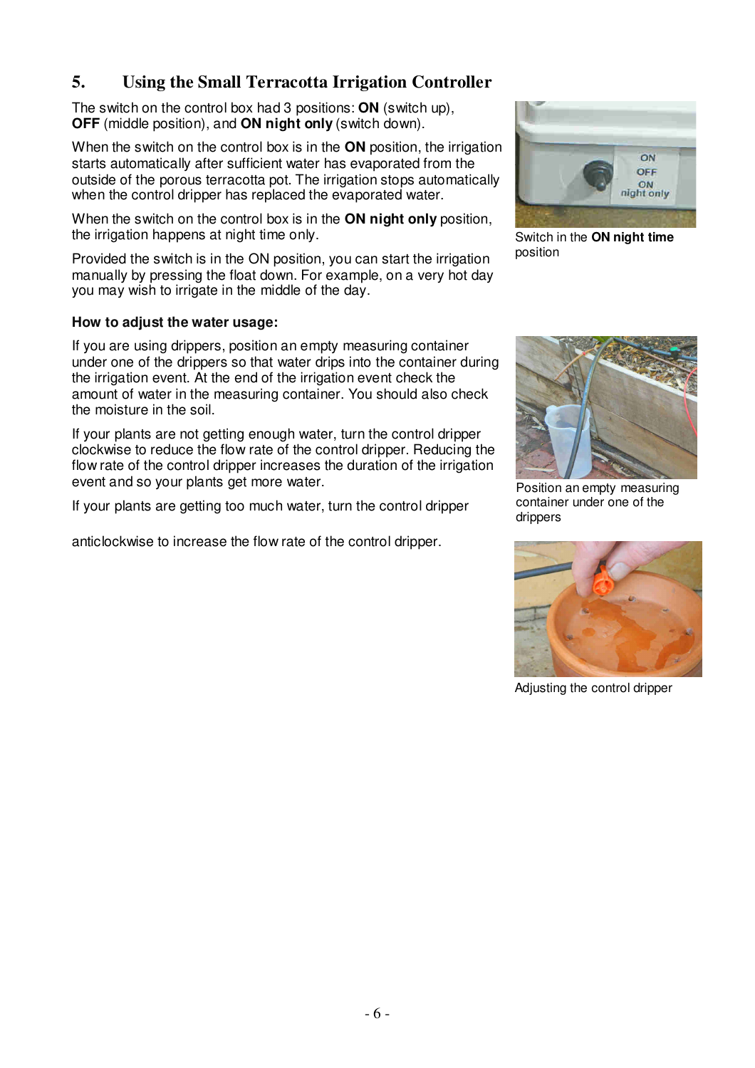## 5. Using the Small Terracotta Irrigation Controller

The switch on the control box had 3 positions: **ON** (switch up), **OFF** (middle position), and **ON night only** (switch down).

When the switch on the control box is in the **ON** position, the irrigation starts automatically after sufficient water has evaporated from the outside of the porous terracotta pot. The irrigation stops automatically when the control dripper has replaced the evaporated water.

When the switch on the control box is in the **ON night only** position, the irrigation happens at night time only.

Provided the switch is in the ON position, you can start the irrigation manually by pressing the float down. For example, on a very hot day you may wish to irrigate in the middle of the day.

Switch in the **ON night time** position

**How to adjust the water usage:**

If you are using drippers, position an empty measuring container under one of the drippers so that water drips into the container during the irrigation event. At the end of the irrigation event check the amount of water in the measuring container. You should also check the moisture in the soil.

If your plants are not getting enough water, turn the control dripper clockwise to reduce the flow rate of the control dripper. Reducing the flow rate of the control dripper increases the duration of the irrigation event and so your plants get more water.

If your plants are getting too much water, turn the control dripper anticlockwise to increase the flow rate of the control dripper.

Position an empty measuring container under one of the drippers

Adjusting the control dripper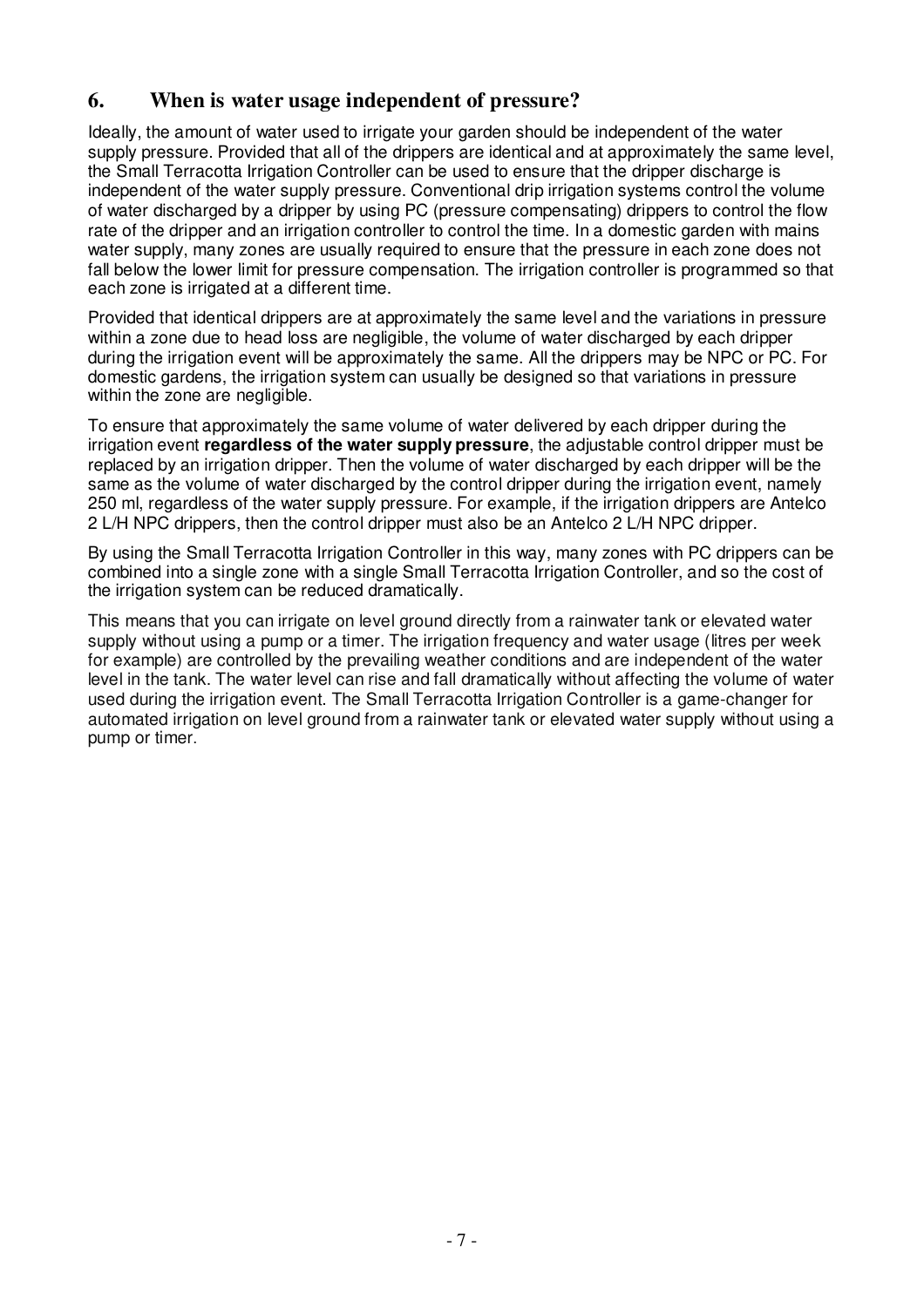## 6. When is water usage independent of pressure?

Ideally, the amount of water used to irrigate your garden should be independent of the water supply pressure. Provided that all of the drippers are identical and at approximately the same level, the Small Terracotta Irrigation Controller can be used to ensure that the dripper discharge is independent of the water supply pressure. Conventional drip irrigation systems control the volume of water discharged by a dripper by using PC (pressure compensating) drippers to control the flow rate of the dripper and an irrigation controller to control the time. In a domestic garden with mains water supply, many zones are usually required to ensure that the pressure in each zone does not fall below the lower limit for pressure compensation. The irrigation controller is programmed so that each zone is irrigated at a different time.

Provided that identical drippers are at approximately the same level and the variations in pressure within a zone due to head loss are negligible, the volume of water discharged by each dripper during the irrigation event will be approximately the same. All the drippers may be NPC or PC. For domestic gardens, the irrigation system can usually be designed so that variations in pressure within the zone are negligible.

To ensure that approximately the same volume of water delivered by each dripper during the irrigation event **regardless of the water supply pressure**, the adjustable control dripper must be replaced by an irrigation dripper. Then the volume of water discharged by each dripper will be the same as the volume of water discharged by the control dripper during the irrigation event, namely 250 ml, regardless of the water supply pressure. For example, if the irrigation drippers are Antelco 2 L/H NPC drippers, then the control dripper must also be an Antelco 2 L/H NPC dripper.

By using the Small Terracotta Irrigation Controller in this way, many zones with PC drippers can be combined into a single zone with a single Small Terracotta Irrigation Controller, and so the cost of the irrigation system can be reduced dramatically.

This means that you can irrigate on level ground directly from a rainwater tank or elevated water supply without using a pump or a timer. The irrigation frequency and water usage (litres per week for example) are controlled by the prevailing weather conditions and are independent of the water level in the tank. The water level can rise and fall dramatically without affecting the volume of water used during the irrigation event. The Small Terracotta Irrigation Controller is a game-changer for automated irrigation on level ground from a rainwater tank or elevated water supply without using a pump or timer.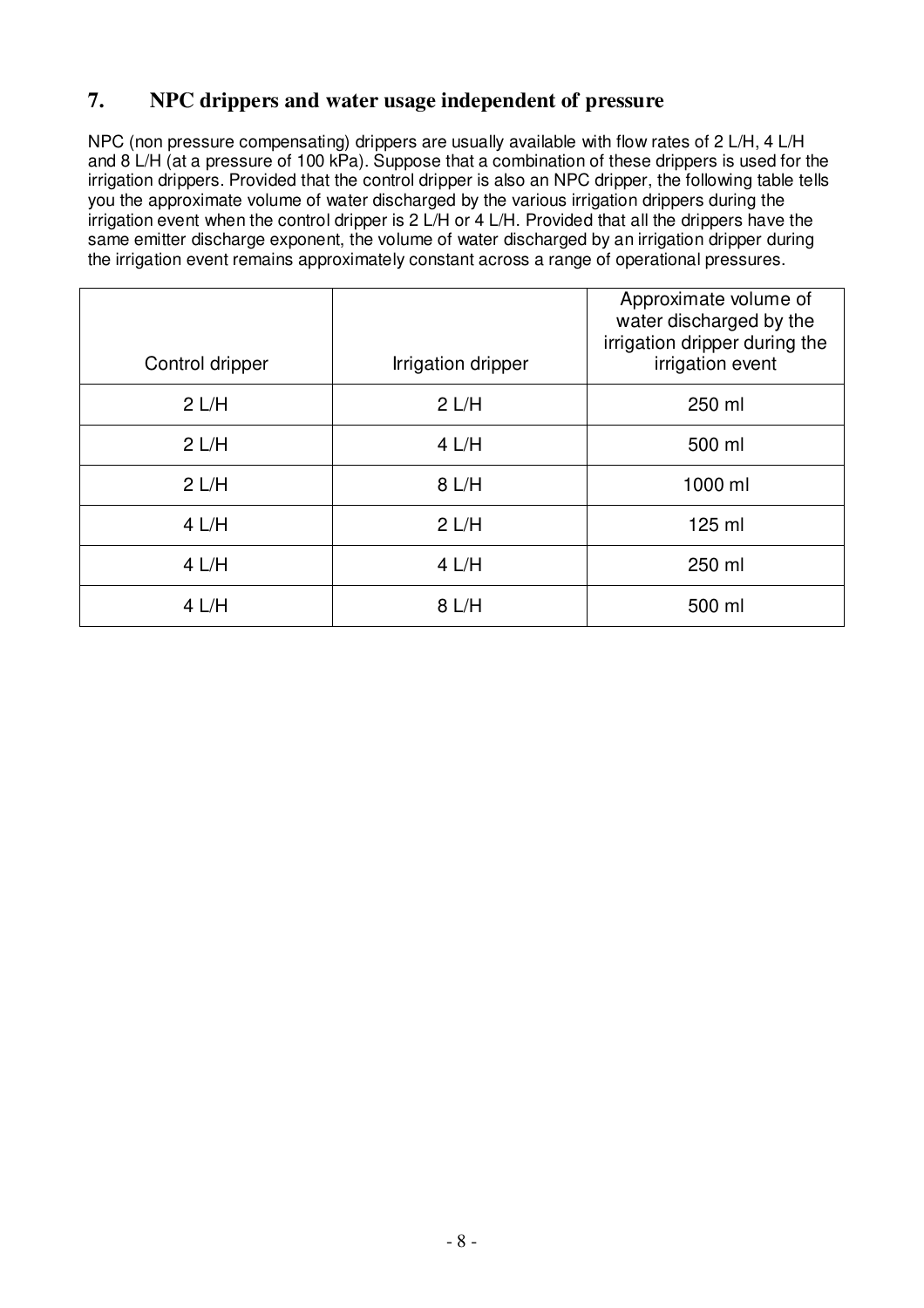## 7. NPC drippers and water usage independent of pressure

NPC (non pressure compensating) drippers are usually available with flow rates of 2 L/H, 4 L/H and 8 L/H (at a pressure of 100 kPa). Suppose that a combination of these drippers is used for the irrigation drippers. Provided that the control dripper is also an NPC dripper, the following table tells you the approximate volume of water discharged by the various irrigation drippers during the irrigation event when the control dripper is 2 L/H or 4 L/H. Provided that all the drippers have the same emitter discharge exponent, the volume of water discharged by an irrigation dripper during the irrigation event remains approximately constant across a range of operational pressures.

| Control dripper | Irrigation dripper | Approximate volume of water discharged by the irrigation dripper during the irrigation event |
|---|---|---|
| 2 L/H | 2 L/H | 250 ml |
| 2 L/H | 4 L/H | 500 ml |
| 2 L/H | 8 L/H | 1000 ml |
| 4 L/H | 2 L/H | 125 ml |
| 4 L/H | 4 L/H | 250 ml |
| 4 L/H | 8 L/H | 500 ml |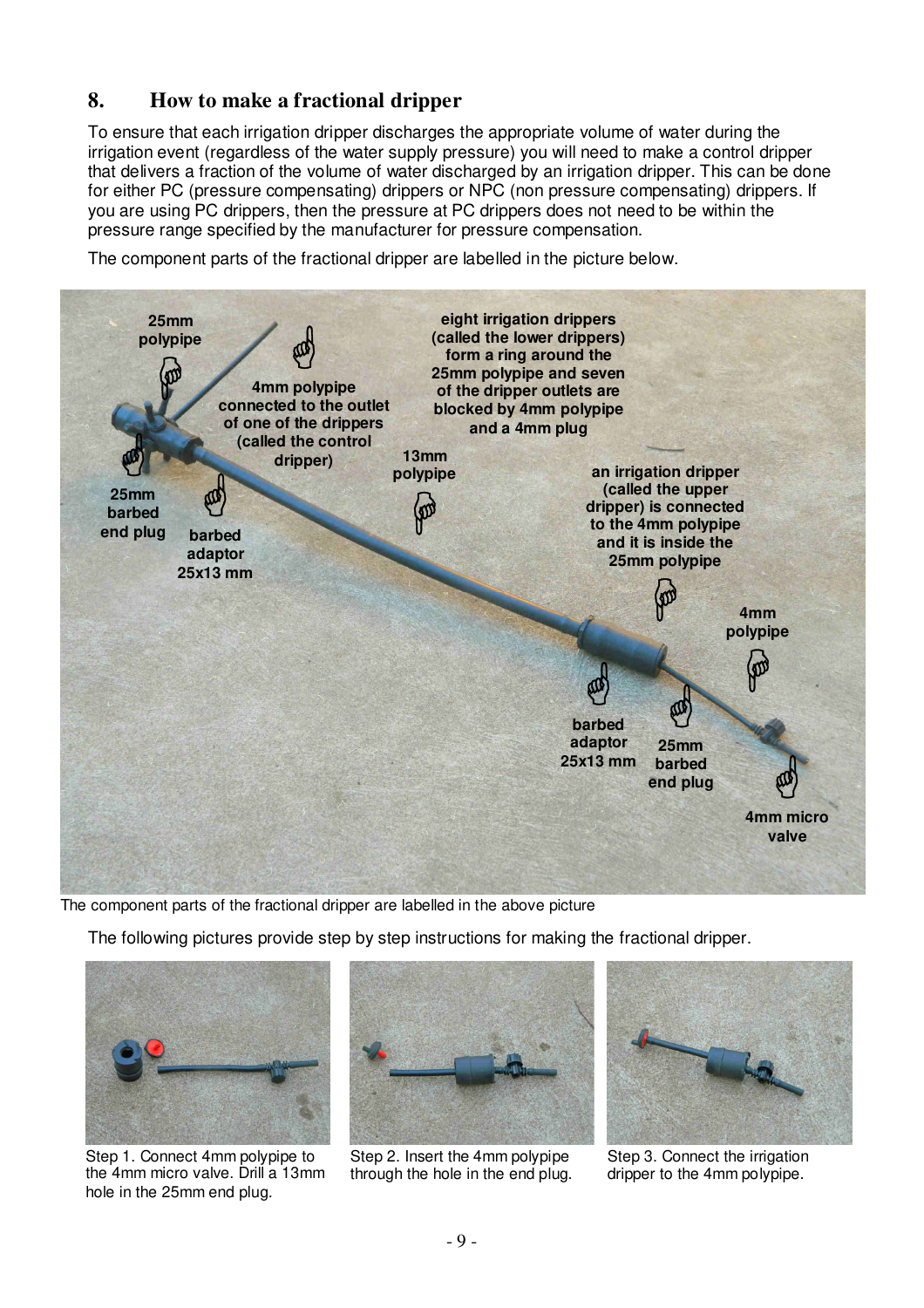## 8. How to make a fractional dripper

To ensure that each irrigation dripper discharges the appropriate volume of water during the irrigation event (regardless of the water supply pressure) you will need to make a control dripper that delivers a fraction of the volume of water discharged by an irrigation dripper. This can be done for either PC (pressure compensating) drippers or NPC (non pressure compensating) drippers. If you are using PC drippers, then the pressure at PC drippers does not need to be within the pressure range specified by the manufacturer for pressure compensation.

The component parts of the fractional dripper are labelled in the picture below.

The component parts of the fractional dripper are labelled in the above picture

The following pictures provide step by step instructions for making the fractional dripper.

Step 1. Connect 4mm polypipe to the 4mm micro valve. Drill a 13mm hole in the 25mm end plug.

Step 2. Insert the 4mm polypipe through the hole in the end plug.

Step 3. Connect the irrigation dripper to the 4mm polypipe.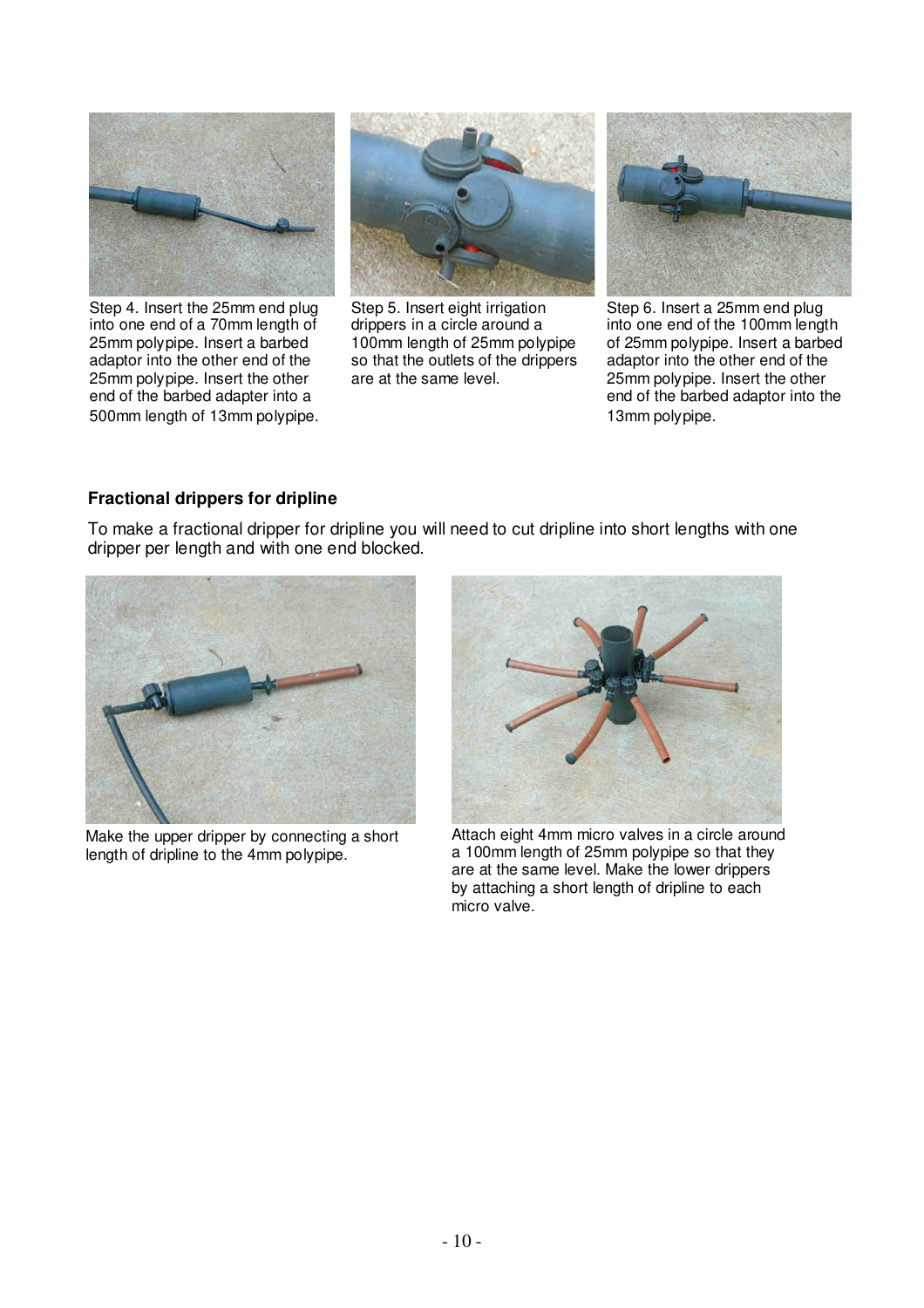Step 4. Insert the 25mm end plug into one end of a 70mm length of 25mm polypipe. Insert a barbed adaptor into the other end of the 25mm polypipe. Insert the other end of the barbed adapter into a 500mm length of 13mm polypipe.

Step 5. Insert eight irrigation drippers in a circle around a 100mm length of 25mm polypipe so that the outlets of the drippers are at the same level.

Step 6. Insert a 25mm end plug into one end of the 100mm length of 25mm polypipe. Insert a barbed adaptor into the other end of the 25mm polypipe. Insert the other end of the barbed adaptor into the 13mm polypipe.

### Fractional drippers for dripline

To make a fractional dripper for dripline you will need to cut dripline into short lengths with one dripper per length and with one end blocked.

Make the upper dripper by connecting a short length of dripline to the 4mm polypipe.

Attach eight 4mm micro valves in a circle around a 100mm length of 25mm polypipe so that they are at the same level. Make the lower drippers by attaching a short length of dripline to each micro valve.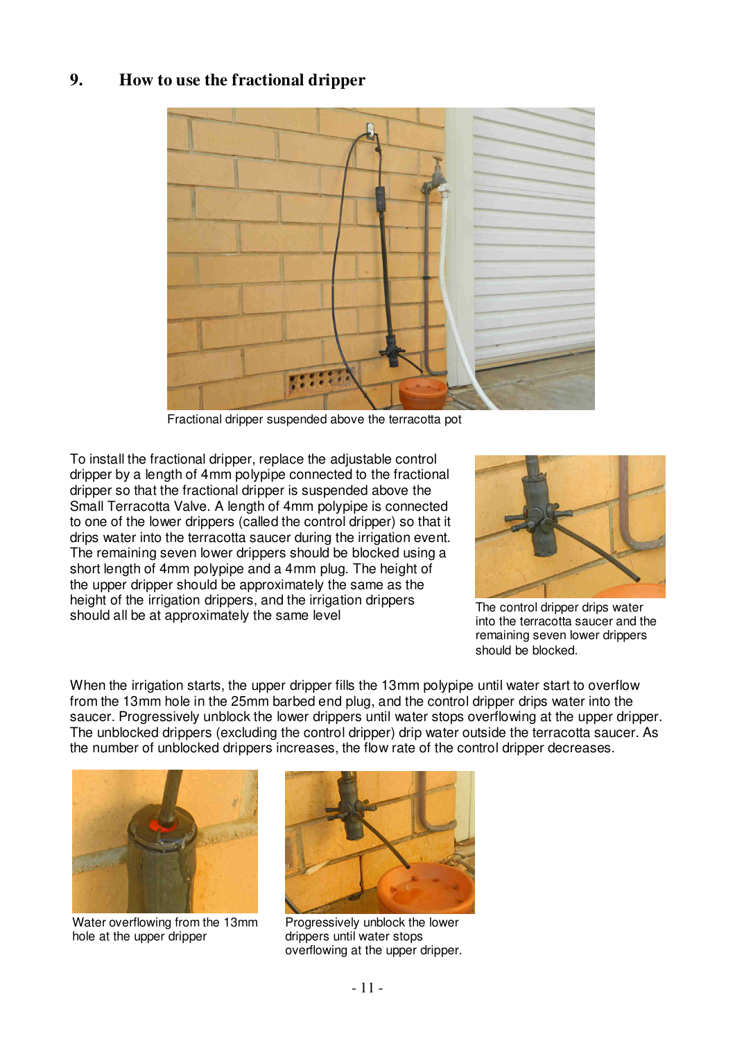## 9. How to use the fractional dripper

Fractional dripper suspended above the terracotta pot

To install the fractional dripper, replace the adjustable control dripper by a length of 4mm polypipe connected to the fractional dripper so that the fractional dripper is suspended above the Small Terracotta Valve. A length of 4mm polypipe is connected to one of the lower drippers (called the control dripper) so that it drips water into the terracotta saucer during the irrigation event. The remaining seven lower drippers should be blocked using a short length of 4mm polypipe and a 4mm plug. The height of the upper dripper should be approximately the same as the height of the irrigation drippers, and the irrigation drippers should all be at approximately the same level

The control dripper drips water into the terracotta saucer and the remaining seven lower drippers should be blocked.

When the irrigation starts, the upper dripper fills the 13mm polypipe until water start to overflow from the 13mm hole in the 25mm barbed end plug, and the control dripper drips water into the saucer. Progressively unblock the lower drippers until water stops overflowing at the upper dripper. The unblocked drippers (excluding the control dripper) drip water outside the terracotta saucer. As the number of unblocked drippers increases, the flow rate of the control dripper decreases.

Water overflowing from the 13mm hole at the upper dripper

Progressively unblock the lower drippers until water stops overflowing at the upper dripper.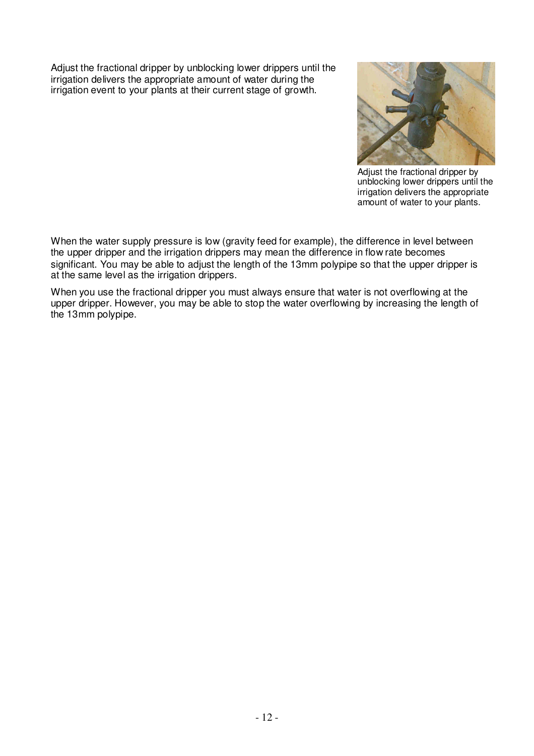Adjust the fractional dripper by unblocking lower drippers until the irrigation delivers the appropriate amount of water during the irrigation event to your plants at their current stage of growth.

Adjust the fractional dripper by unblocking lower drippers until the irrigation delivers the appropriate amount of water to your plants.

When the water supply pressure is low (gravity feed for example), the difference in level between the upper dripper and the irrigation drippers may mean the difference in flow rate becomes significant. You may be able to adjust the length of the 13mm polypipe so that the upper dripper is at the same level as the irrigation drippers.

When you use the fractional dripper you must always ensure that water is not overflowing at the upper dripper. However, you may be able to stop the water overflowing by increasing the length of the 13mm polypipe.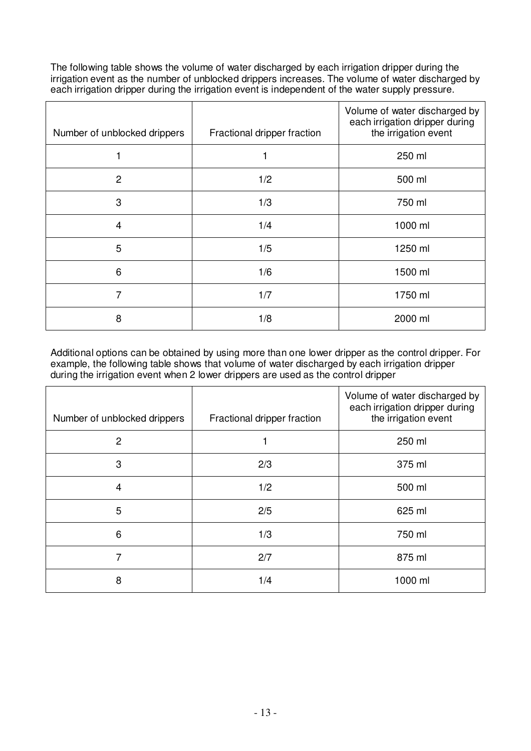The following table shows the volume of water discharged by each irrigation dripper during the irrigation event as the number of unblocked drippers increases. The volume of water discharged by each irrigation dripper during the irrigation event is independent of the water supply pressure.

| Number of unblocked drippers | Fractional dripper fraction | Volume of water discharged by each irrigation dripper during the irrigation event |
|---|---|---|
| 1 | 1 | 250 ml |
| 2 | 1/2 | 500 ml |
| 3 | 1/3 | 750 ml |
| 4 | 1/4 | 1000 ml |
| 5 | 1/5 | 1250 ml |
| 6 | 1/6 | 1500 ml |
| 7 | 1/7 | 1750 ml |
| 8 | 1/8 | 2000 ml |

Additional options can be obtained by using more than one lower dripper as the control dripper. For example, the following table shows that volume of water discharged by each irrigation dripper during the irrigation event when 2 lower drippers are used as the control dripper

| Number of unblocked drippers | Fractional dripper fraction | Volume of water discharged by each irrigation dripper during the irrigation event |
|---|---|---|
| 2 | 1 | 250 ml |
| 3 | 2/3 | 375 ml |
| 4 | 1/2 | 500 ml |
| 5 | 2/5 | 625 ml |
| 6 | 1/3 | 750 ml |
| 7 | 2/7 | 875 ml |
| 8 | 1/4 | 1000 ml |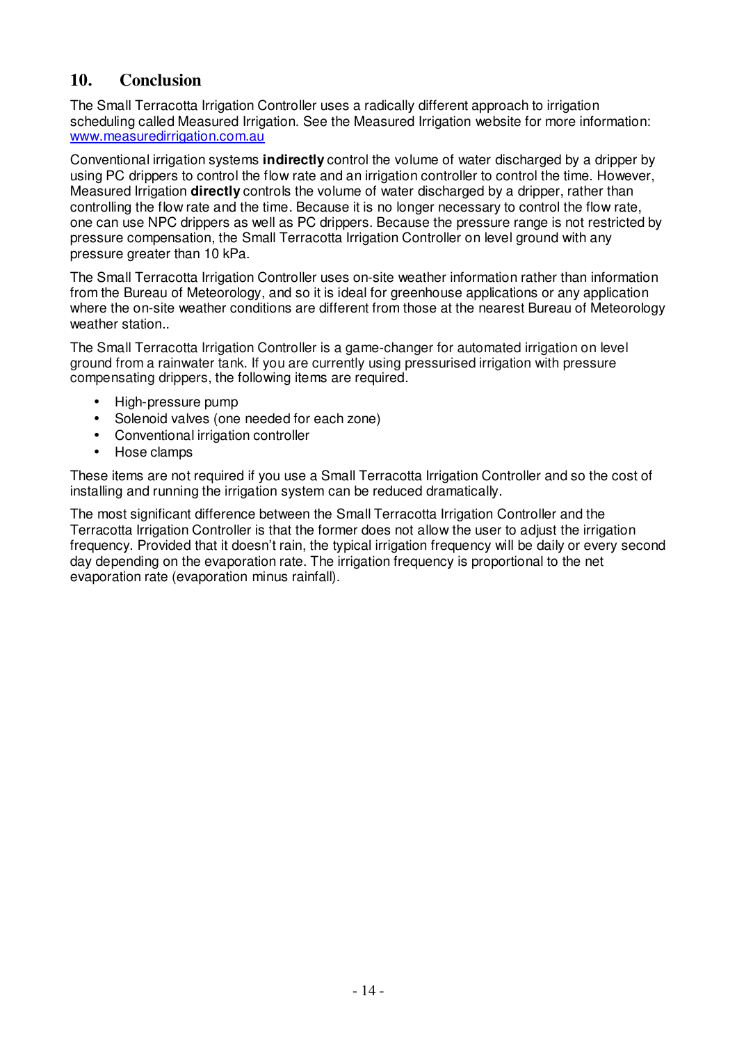## 10. Conclusion

The Small Terracotta Irrigation Controller uses a radically different approach to irrigation scheduling called Measured Irrigation. See the Measured Irrigation website for more information: [www.measuredirrigation.com.au](http://www.measuredirrigation.com.au)

Conventional irrigation systems **indirectly** control the volume of water discharged by a dripper by using PC drippers to control the flow rate and an irrigation controller to control the time. However, Measured Irrigation **directly** controls the volume of water discharged by a dripper, rather than controlling the flow rate and the time. Because it is no longer necessary to control the flow rate, one can use NPC drippers as well as PC drippers. Because the pressure range is not restricted by pressure compensation, the Small Terracotta Irrigation Controller on level ground with any pressure greater than 10 kPa.

The Small Terracotta Irrigation Controller uses on-site weather information rather than information from the Bureau of Meteorology, and so it is ideal for greenhouse applications or any application where the on-site weather conditions are different from those at the nearest Bureau of Meteorology weather station..

The Small Terracotta Irrigation Controller is a game-changer for automated irrigation on level ground from a rainwater tank. If you are currently using pressurised irrigation with pressure compensating drippers, the following items are required.

- High-pressure pump
- Solenoid valves (one needed for each zone)
- Conventional irrigation controller
- Hose clamps

These items are not required if you use a Small Terracotta Irrigation Controller and so the cost of installing and running the irrigation system can be reduced dramatically.

The most significant difference between the Small Terracotta Irrigation Controller and the Terracotta Irrigation Controller is that the former does not allow the user to adjust the irrigation frequency. Provided that it doesn't rain, the typical irrigation frequency will be daily or every second day depending on the evaporation rate. The irrigation frequency is proportional to the net evaporation rate (evaporation minus rainfall).